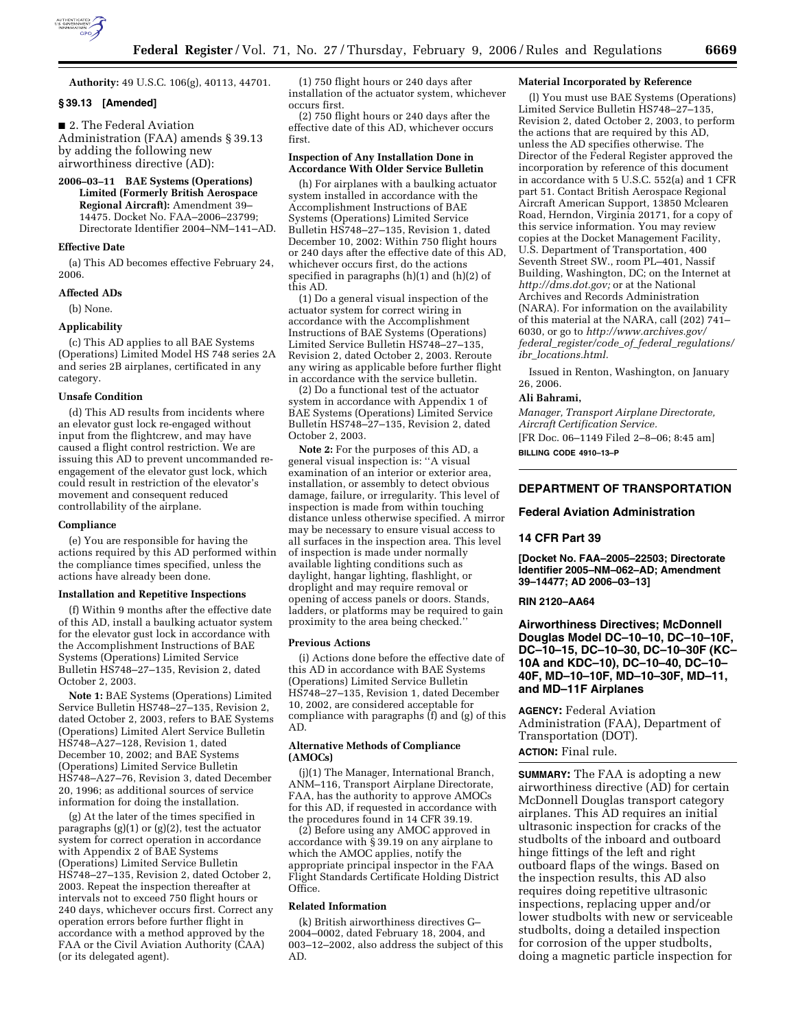**Authority:** 49 U.S.C. 106(g), 40113, 44701.

## § 39.13 [Amended]

■ 2. The Federal Aviation Administration (FAA) amends § 39.13 by adding the following new airworthiness directive (AD):

**2006–03–11 BAE Systems (Operations) Limited (Formerly British Aerospace Regional Aircraft):** Amendment 39–14475. Docket No. FAA–2006–23799; Directorate Identifier 2004–NM–141–AD.

### Effective Date

(a) This AD becomes effective February 24, 2006.

### Affected ADs

(b) None.

### Applicability

(c) This AD applies to all BAE Systems (Operations) Limited Model HS 748 series 2A and series 2B airplanes, certificated in any category.

### Unsafe Condition

(d) This AD results from incidents where an elevator gust lock re-engaged without input from the flightcrew, and may have caused a flight control restriction. We are issuing this AD to prevent uncommanded re-engagement of the elevator gust lock, which could result in restriction of the elevator's movement and consequent reduced controllability of the airplane.

### Compliance

(e) You are responsible for having the actions required by this AD performed within the compliance times specified, unless the actions have already been done.

### Installation and Repetitive Inspections

(f) Within 9 months after the effective date of this AD, install a baulking actuator system for the elevator gust lock in accordance with the Accomplishment Instructions of BAE Systems (Operations) Limited Service Bulletin HS748–27–135, Revision 2, dated October 2, 2003.

**Note 1:** BAE Systems (Operations) Limited Service Bulletin HS748–27–135, Revision 2, dated October 2, 2003, refers to BAE Systems (Operations) Limited Alert Service Bulletin HS748–A27–128, Revision 1, dated December 10, 2002; and BAE Systems (Operations) Limited Service Bulletin HS748–A27–76, Revision 3, dated December 20, 1996; as additional sources of service information for doing the installation.

(g) At the later of the times specified in paragraphs (g)(1) or (g)(2), test the actuator system for correct operation in accordance with Appendix 2 of BAE Systems (Operations) Limited Service Bulletin HS748–27–135, Revision 2, dated October 2, 2003. Repeat the inspection thereafter at intervals not to exceed 750 flight hours or 240 days, whichever occurs first. Correct any operation errors before further flight in accordance with a method approved by the FAA or the Civil Aviation Authority (CAA) (or its delegated agent).

(1) 750 flight hours or 240 days after installation of the actuator system, whichever occurs first.

(2) 750 flight hours or 240 days after the effective date of this AD, whichever occurs first.

### Inspection of Any Installation Done in Accordance With Older Service Bulletin

(h) For airplanes with a baulking actuator system installed in accordance with the Accomplishment Instructions of BAE Systems (Operations) Limited Service Bulletin HS748–27–135, Revision 1, dated December 10, 2002: Within 750 flight hours or 240 days after the effective date of this AD, whichever occurs first, do the actions specified in paragraphs (h)(1) and (h)(2) of this AD.

(1) Do a general visual inspection of the actuator system for correct wiring in accordance with the Accomplishment Instructions of BAE Systems (Operations) Limited Service Bulletin HS748–27–135, Revision 2, dated October 2, 2003. Reroute any wiring as applicable before further flight in accordance with the service bulletin.

(2) Do a functional test of the actuator system in accordance with Appendix 1 of BAE Systems (Operations) Limited Service Bulletin HS748–27–135, Revision 2, dated October 2, 2003.

**Note 2:** For the purposes of this AD, a general visual inspection is: ''A visual examination of an interior or exterior area, installation, or assembly to detect obvious damage, failure, or irregularity. This level of inspection is made from within touching distance unless otherwise specified. A mirror may be necessary to ensure visual access to all surfaces in the inspection area. This level of inspection is made under normally available lighting conditions such as daylight, hangar lighting, flashlight, or droplight and may require removal or opening of access panels or doors. Stands, ladders, or platforms may be required to gain proximity to the area being checked.''

### Previous Actions

(i) Actions done before the effective date of this AD in accordance with BAE Systems (Operations) Limited Service Bulletin HS748–27–135, Revision 1, dated December 10, 2002, are considered acceptable for compliance with paragraphs (f) and (g) of this AD.

### Alternative Methods of Compliance (AMOCs)

(j)(1) The Manager, International Branch, ANM–116, Transport Airplane Directorate, FAA, has the authority to approve AMOCs for this AD, if requested in accordance with the procedures found in 14 CFR 39.19.

(2) Before using any AMOC approved in accordance with § 39.19 on any airplane to which the AMOC applies, notify the appropriate principal inspector in the FAA Flight Standards Certificate Holding District Office.

### Related Information

(k) British airworthiness directives G–2004–0002, dated February 18, 2004, and 003–12–2002, also address the subject of this AD.

### Material Incorporated by Reference

(l) You must use BAE Systems (Operations) Limited Service Bulletin HS748–27–135, Revision 2, dated October 2, 2003, to perform the actions that are required by this AD, unless the AD specifies otherwise. The Director of the Federal Register approved the incorporation by reference of this document in accordance with 5 U.S.C. 552(a) and 1 CFR part 51. Contact British Aerospace Regional Aircraft American Support, 13850 Mclearen Road, Herndon, Virginia 20171, for a copy of this service information. You may review copies at the Docket Management Facility, U.S. Department of Transportation, 400 Seventh Street SW., room PL–401, Nassif Building, Washington, DC; on the Internet at *http://dms.dot.gov;* or at the National Archives and Records Administration (NARA). For information on the availability of this material at the NARA, call (202) 741–6030, or go to *http://www.archives.gov/federal_register/code_of_federal_regulations/ibr_locations.html.*

Issued in Renton, Washington, on January 26, 2006.

**Ali Bahrami,**

*Manager, Transport Airplane Directorate, Aircraft Certification Service.*

[FR Doc. 06–1149 Filed 2–8–06; 8:45 am]

**BILLING CODE 4910–13–P**

---

## DEPARTMENT OF TRANSPORTATION

## Federal Aviation Administration

## 14 CFR Part 39

**[Docket No. FAA–2005–22503; Directorate Identifier 2005–NM–062–AD; Amendment 39–14477; AD 2006–03–13]**

**RIN 2120–AA64**

# Airworthiness Directives; McDonnell Douglas Model DC–10–10, DC–10–10F, DC–10–15, DC–10–30, DC–10–30F (KC–10A and KDC–10), DC–10–40, DC–10–40F, MD–10–10F, MD–10–30F, MD–11, and MD–11F Airplanes

**AGENCY:** Federal Aviation Administration (FAA), Department of Transportation (DOT).

**ACTION:** Final rule.

**SUMMARY:** The FAA is adopting a new airworthiness directive (AD) for certain McDonnell Douglas transport category airplanes. This AD requires an initial ultrasonic inspection for cracks of the studbolts of the inboard and outboard hinge fittings of the left and right outboard flaps of the wings. Based on the inspection results, this AD also requires doing repetitive ultrasonic inspections, replacing upper and/or lower studbolts with new or serviceable studbolts, doing a detailed inspection for corrosion of the upper studbolts, doing a magnetic particle inspection for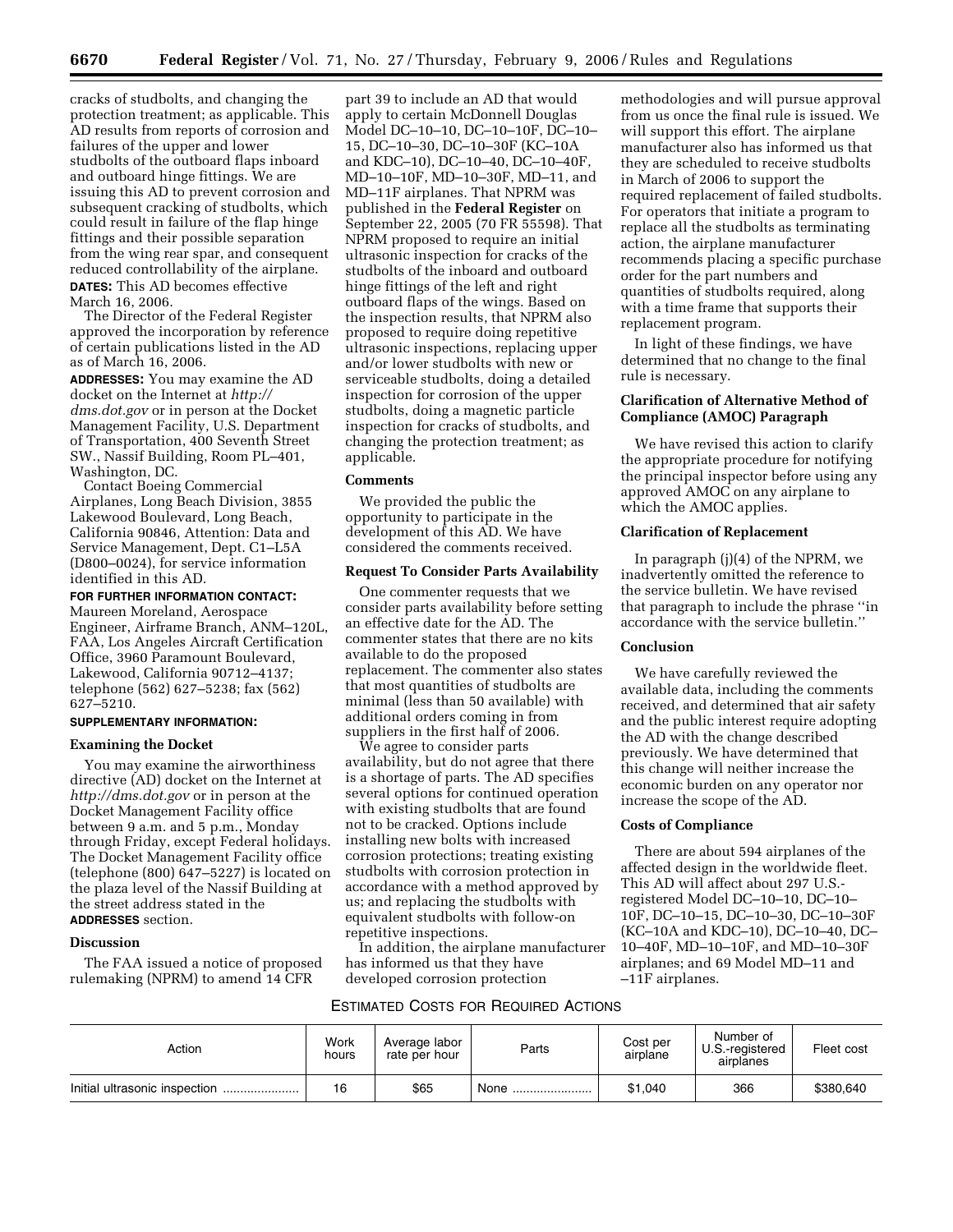cracks of studbolts, and changing the protection treatment; as applicable. This AD results from reports of corrosion and failures of the upper and lower studbolts of the outboard flaps inboard and outboard hinge fittings. We are issuing this AD to prevent corrosion and subsequent cracking of studbolts, which could result in failure of the flap hinge fittings and their possible separation from the wing rear spar, and consequent reduced controllability of the airplane.

**DATES:** This AD becomes effective March 16, 2006.

The Director of the Federal Register approved the incorporation by reference of certain publications listed in the AD as of March 16, 2006.

**ADDRESSES:** You may examine the AD docket on the Internet at *http://dms.dot.gov* or in person at the Docket Management Facility, U.S. Department of Transportation, 400 Seventh Street SW., Nassif Building, Room PL–401, Washington, DC.

Contact Boeing Commercial Airplanes, Long Beach Division, 3855 Lakewood Boulevard, Long Beach, California 90846, Attention: Data and Service Management, Dept. C1–L5A (D800–0024), for service information identified in this AD.

**FOR FURTHER INFORMATION CONTACT:** Maureen Moreland, Aerospace Engineer, Airframe Branch, ANM–120L, FAA, Los Angeles Aircraft Certification Office, 3960 Paramount Boulevard, Lakewood, California 90712–4137; telephone (562) 627–5238; fax (562) 627–5210.

**SUPPLEMENTARY INFORMATION:**

### Examining the Docket

You may examine the airworthiness directive (AD) docket on the Internet at *http://dms.dot.gov* or in person at the Docket Management Facility office between 9 a.m. and 5 p.m., Monday through Friday, except Federal holidays. The Docket Management Facility office (telephone (800) 647–5227) is located on the plaza level of the Nassif Building at the street address stated in the **ADDRESSES** section.

### Discussion

The FAA issued a notice of proposed rulemaking (NPRM) to amend 14 CFR part 39 to include an AD that would apply to certain McDonnell Douglas Model DC–10–10, DC–10–10F, DC–10–15, DC–10–30, DC–10–30F (KC–10A and KDC–10), DC–10–40, DC–10–40F, MD–10–10F, MD–10–30F, MD–11, and MD–11F airplanes. That NPRM was published in the **Federal Register** on September 22, 2005 (70 FR 55598). That NPRM proposed to require an initial ultrasonic inspection for cracks of the studbolts of the inboard and outboard hinge fittings of the left and right outboard flaps of the wings. Based on the inspection results, that NPRM also proposed to require doing repetitive ultrasonic inspections, replacing upper and/or lower studbolts with new or serviceable studbolts, doing a detailed inspection for corrosion of the upper studbolts, doing a magnetic particle inspection for cracks of studbolts, and changing the protection treatment; as applicable.

### Comments

We provided the public the opportunity to participate in the development of this AD. We have considered the comments received.

### Request To Consider Parts Availability

One commenter requests that we consider parts availability before setting an effective date for the AD. The commenter states that there are no kits available to do the proposed replacement. The commenter also states that most quantities of studbolts are minimal (less than 50 available) with additional orders coming in from suppliers in the first half of 2006.

We agree to consider parts availability, but do not agree that there is a shortage of parts. The AD specifies several options for continued operation with existing studbolts that are found not to be cracked. Options include installing new bolts with increased corrosion protections; treating existing studbolts with corrosion protection in accordance with a method approved by us; and replacing the studbolts with equivalent studbolts with follow-on repetitive inspections.

In addition, the airplane manufacturer has informed us that they have developed corrosion protection methodologies and will pursue approval from us once the final rule is issued. We will support this effort. The airplane manufacturer also has informed us that they are scheduled to receive studbolts in March of 2006 to support the required replacement of failed studbolts. For operators that initiate a program to replace all the studbolts as terminating action, the airplane manufacturer recommends placing a specific purchase order for the part numbers and quantities of studbolts required, along with a time frame that supports their replacement program.

In light of these findings, we have determined that no change to the final rule is necessary.

### Clarification of Alternative Method of Compliance (AMOC) Paragraph

We have revised this action to clarify the appropriate procedure for notifying the principal inspector before using any approved AMOC on any airplane to which the AMOC applies.

### Clarification of Replacement

In paragraph (j)(4) of the NPRM, we inadvertently omitted the reference to the service bulletin. We have revised that paragraph to include the phrase ''in accordance with the service bulletin.''

### Conclusion

We have carefully reviewed the available data, including the comments received, and determined that air safety and the public interest require adopting the AD with the change described previously. We have determined that this change will neither increase the economic burden on any operator nor increase the scope of the AD.

### Costs of Compliance

There are about 594 airplanes of the affected design in the worldwide fleet. This AD will affect about 297 U.S.-registered Model DC–10–10, DC–10–10F, DC–10–15, DC–10–30, DC–10–30F (KC–10A and KDC–10), DC–10–40, DC–10–40F, MD–10–10F, and MD–10–30F airplanes; and 69 Model MD–11 and –11F airplanes.

ESTIMATED COSTS FOR REQUIRED ACTIONS

| Action | Work hours | Average labor rate per hour | Parts | Cost per airplane | Number of U.S.-registered airplanes | Fleet cost |
|---|---|---|---|---|---|---|
| Initial ultrasonic inspection | 16 | $65 | None | $1,040 | 366 | $380,640 |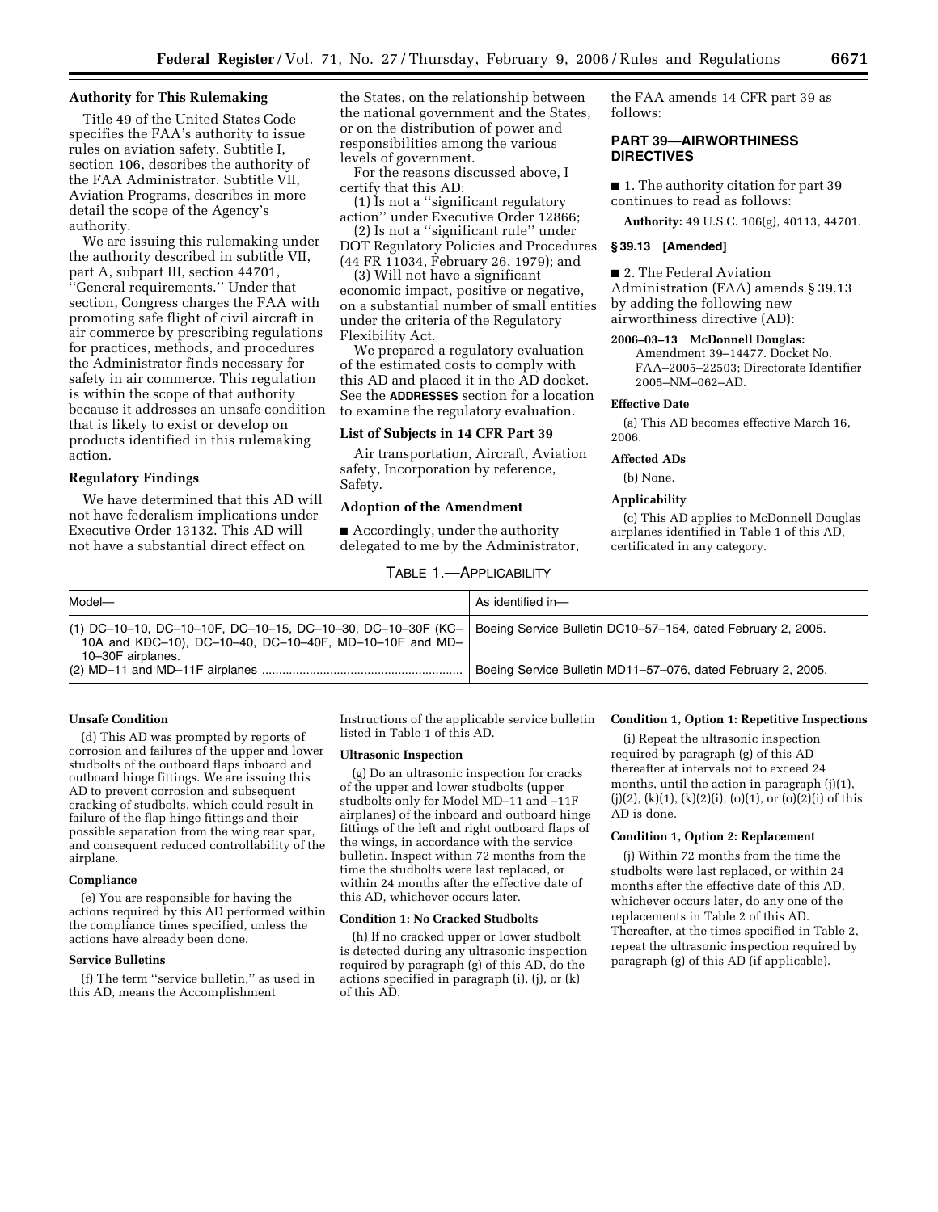### Authority for This Rulemaking

Title 49 of the United States Code specifies the FAA's authority to issue rules on aviation safety. Subtitle I, section 106, describes the authority of the FAA Administrator. Subtitle VII, Aviation Programs, describes in more detail the scope of the Agency's authority.

We are issuing this rulemaking under the authority described in subtitle VII, part A, subpart III, section 44701, ''General requirements.'' Under that section, Congress charges the FAA with promoting safe flight of civil aircraft in air commerce by prescribing regulations for practices, methods, and procedures the Administrator finds necessary for safety in air commerce. This regulation is within the scope of that authority because it addresses an unsafe condition that is likely to exist or develop on products identified in this rulemaking action.

### Regulatory Findings

We have determined that this AD will not have federalism implications under Executive Order 13132. This AD will not have a substantial direct effect on the States, on the relationship between the national government and the States, or on the distribution of power and responsibilities among the various levels of government.

For the reasons discussed above, I certify that this AD:

(1) Is not a ''significant regulatory action'' under Executive Order 12866;

(2) Is not a ''significant rule'' under DOT Regulatory Policies and Procedures (44 FR 11034, February 26, 1979); and

(3) Will not have a significant economic impact, positive or negative, on a substantial number of small entities under the criteria of the Regulatory Flexibility Act.

We prepared a regulatory evaluation of the estimated costs to comply with this AD and placed it in the AD docket. See the **ADDRESSES** section for a location to examine the regulatory evaluation.

### List of Subjects in 14 CFR Part 39

Air transportation, Aircraft, Aviation safety, Incorporation by reference, Safety.

### Adoption of the Amendment

■ Accordingly, under the authority delegated to me by the Administrator, the FAA amends 14 CFR part 39 as follows:

## PART 39—AIRWORTHINESS DIRECTIVES

■ 1. The authority citation for part 39 continues to read as follows:

**Authority:** 49 U.S.C. 106(g), 40113, 44701.

### § 39.13 [Amended]

■ 2. The Federal Aviation Administration (FAA) amends § 39.13 by adding the following new airworthiness directive (AD):

**2006–03–13 McDonnell Douglas:** Amendment 39–14477. Docket No. FAA–2005–22503; Directorate Identifier 2005–NM–062–AD.

#### Effective Date

(a) This AD becomes effective March 16, 2006.

#### Affected ADs

(b) None.

#### Applicability

(c) This AD applies to McDonnell Douglas airplanes identified in Table 1 of this AD, certificated in any category.

TABLE 1.—APPLICABILITY

| Model— | As identified in— |
|---|---|
| (1) DC–10–10, DC–10–10F, DC–10–15, DC–10–30, DC–10–30F (KC–10A and KDC–10), DC–10–40, DC–10–40F, MD–10–10F and MD–10–30F airplanes. | Boeing Service Bulletin DC10–57–154, dated February 2, 2005. |
| (2) MD–11 and MD–11F airplanes | Boeing Service Bulletin MD11–57–076, dated February 2, 2005. |

#### Unsafe Condition

(d) This AD was prompted by reports of corrosion and failures of the upper and lower studbolts of the outboard flaps inboard and outboard hinge fittings. We are issuing this AD to prevent corrosion and subsequent cracking of studbolts, which could result in failure of the flap hinge fittings and their possible separation from the wing rear spar, and consequent reduced controllability of the airplane.

#### Compliance

(e) You are responsible for having the actions required by this AD performed within the compliance times specified, unless the actions have already been done.

#### Service Bulletins

(f) The term ''service bulletin,'' as used in this AD, means the Accomplishment Instructions of the applicable service bulletin listed in Table 1 of this AD.

#### Ultrasonic Inspection

(g) Do an ultrasonic inspection for cracks of the upper and lower studbolts (upper studbolts only for Model MD–11 and –11F airplanes) of the inboard and outboard hinge fittings of the left and right outboard flaps of the wings, in accordance with the service bulletin. Inspect within 72 months from the time the studbolts were last replaced, or within 24 months after the effective date of this AD, whichever occurs later.

#### Condition 1: No Cracked Studbolts

(h) If no cracked upper or lower studbolt is detected during any ultrasonic inspection required by paragraph (g) of this AD, do the actions specified in paragraph (i), (j), or (k) of this AD.

#### Condition 1, Option 1: Repetitive Inspections

(i) Repeat the ultrasonic inspection required by paragraph (g) of this AD thereafter at intervals not to exceed 24 months, until the action in paragraph (j)(1), (j)(2), (k)(1), (k)(2)(i), (o)(1), or (o)(2)(i) of this AD is done.

#### Condition 1, Option 2: Replacement

(j) Within 72 months from the time the studbolts were last replaced, or within 24 months after the effective date of this AD, whichever occurs later, do any one of the replacements in Table 2 of this AD. Thereafter, at the times specified in Table 2, repeat the ultrasonic inspection required by paragraph (g) of this AD (if applicable).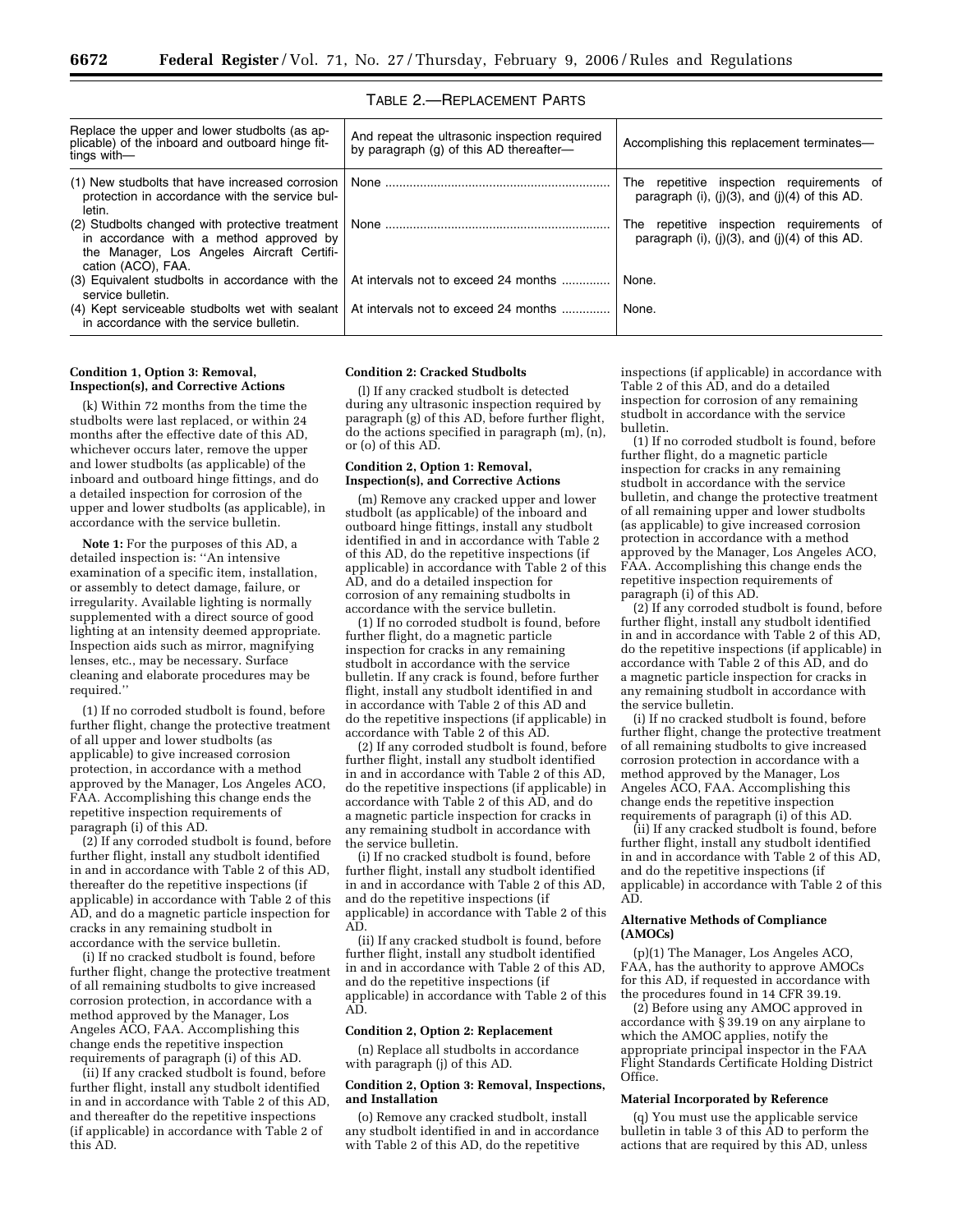TABLE 2.—REPLACEMENT PARTS

| Replace the upper and lower studbolts (as applicable) of the inboard and outboard hinge fittings with— | And repeat the ultrasonic inspection required by paragraph (g) of this AD thereafter— | Accomplishing this replacement terminates— |
| --- | --- | --- |
| (1) New studbolts that have increased corrosion protection in accordance with the service bulletin. | None | The repetitive inspection requirements of paragraph (i), (j)(3), and (j)(4) of this AD. |
| (2) Studbolts changed with protective treatment in accordance with a method approved by the Manager, Los Angeles Aircraft Certification (ACO), FAA. | None | The repetitive inspection requirements of paragraph (i), (j)(3), and (j)(4) of this AD. |
| (3) Equivalent studbolts in accordance with the service bulletin. | At intervals not to exceed 24 months | None. |
| (4) Kept serviceable studbolts wet with sealant in accordance with the service bulletin. | At intervals not to exceed 24 months | None. |

**Condition 1, Option 3: Removal, Inspection(s), and Corrective Actions**

(k) Within 72 months from the time the studbolts were last replaced, or within 24 months after the effective date of this AD, whichever occurs later, remove the upper and lower studbolts (as applicable) of the inboard and outboard hinge fittings, and do a detailed inspection for corrosion of the upper and lower studbolts (as applicable), in accordance with the service bulletin.

**Note 1:** For the purposes of this AD, a detailed inspection is: ''An intensive examination of a specific item, installation, or assembly to detect damage, failure, or irregularity. Available lighting is normally supplemented with a direct source of good lighting at an intensity deemed appropriate. Inspection aids such as mirror, magnifying lenses, etc., may be necessary. Surface cleaning and elaborate procedures may be required.''

(1) If no corroded studbolt is found, before further flight, change the protective treatment of all upper and lower studbolts (as applicable) to give increased corrosion protection, in accordance with a method approved by the Manager, Los Angeles ACO, FAA. Accomplishing this change ends the repetitive inspection requirements of paragraph (i) of this AD.

(2) If any corroded studbolt is found, before further flight, install any studbolt identified in and in accordance with Table 2 of this AD, thereafter do the repetitive inspections (if applicable) in accordance with Table 2 of this AD, and do a magnetic particle inspection for cracks in any remaining studbolt in accordance with the service bulletin.

(i) If no cracked studbolt is found, before further flight, change the protective treatment of all remaining studbolts to give increased corrosion protection, in accordance with a method approved by the Manager, Los Angeles ACO, FAA. Accomplishing this change ends the repetitive inspection requirements of paragraph (i) of this AD.

(ii) If any cracked studbolt is found, before further flight, install any studbolt identified in and in accordance with Table 2 of this AD, and thereafter do the repetitive inspections (if applicable) in accordance with Table 2 of this AD.

**Condition 2: Cracked Studbolts**

(l) If any cracked studbolt is detected during any ultrasonic inspection required by paragraph (g) of this AD, before further flight, do the actions specified in paragraph (m), (n), or (o) of this AD.

**Condition 2, Option 1: Removal, Inspection(s), and Corrective Actions**

(m) Remove any cracked upper and lower studbolt (as applicable) of the inboard and outboard hinge fittings, install any studbolt identified in and in accordance with Table 2 of this AD, do the repetitive inspections (if applicable) in accordance with Table 2 of this AD, and do a detailed inspection for corrosion of any remaining studbolts in accordance with the service bulletin.

(1) If no corroded studbolt is found, before further flight, do a magnetic particle inspection for cracks in any remaining studbolt in accordance with the service bulletin. If any crack is found, before further flight, install any studbolt identified in and in accordance with Table 2 of this AD and do the repetitive inspections (if applicable) in accordance with Table 2 of this AD.

(2) If any corroded studbolt is found, before further flight, install any studbolt identified in and in accordance with Table 2 of this AD, do the repetitive inspections (if applicable) in accordance with Table 2 of this AD, and do a magnetic particle inspection for cracks in any remaining studbolt in accordance with the service bulletin.

(i) If no cracked studbolt is found, before further flight, install any studbolt identified in and in accordance with Table 2 of this AD, and do the repetitive inspections (if applicable) in accordance with Table 2 of this AD.

(ii) If any cracked studbolt is found, before further flight, install any studbolt identified in and in accordance with Table 2 of this AD, and do the repetitive inspections (if applicable) in accordance with Table 2 of this AD.

**Condition 2, Option 2: Replacement**

(n) Replace all studbolts in accordance with paragraph (j) of this AD.

**Condition 2, Option 3: Removal, Inspections, and Installation**

(o) Remove any cracked studbolt, install any studbolt identified in and in accordance with Table 2 of this AD, do the repetitive inspections (if applicable) in accordance with Table 2 of this AD, and do a detailed inspection for corrosion of any remaining studbolt in accordance with the service bulletin.

(1) If no corroded studbolt is found, before further flight, do a magnetic particle inspection for cracks in any remaining studbolt in accordance with the service bulletin, and change the protective treatment of all remaining upper and lower studbolts (as applicable) to give increased corrosion protection in accordance with a method approved by the Manager, Los Angeles ACO, FAA. Accomplishing this change ends the repetitive inspection requirements of paragraph (i) of this AD.

(2) If any corroded studbolt is found, before further flight, install any studbolt identified in and in accordance with Table 2 of this AD, do the repetitive inspections (if applicable) in accordance with Table 2 of this AD, and do a magnetic particle inspection for cracks in any remaining studbolt in accordance with the service bulletin.

(i) If no cracked studbolt is found, before further flight, change the protective treatment of all remaining studbolts to give increased corrosion protection in accordance with a method approved by the Manager, Los Angeles ACO, FAA. Accomplishing this change ends the repetitive inspection requirements of paragraph (i) of this AD.

(ii) If any cracked studbolt is found, before further flight, install any studbolt identified in and in accordance with Table 2 of this AD, and do the repetitive inspections (if applicable) in accordance with Table 2 of this AD.

**Alternative Methods of Compliance (AMOCs)**

(p)(1) The Manager, Los Angeles ACO, FAA, has the authority to approve AMOCs for this AD, if requested in accordance with the procedures found in 14 CFR 39.19.

(2) Before using any AMOC approved in accordance with § 39.19 on any airplane to which the AMOC applies, notify the appropriate principal inspector in the FAA Flight Standards Certificate Holding District Office.

**Material Incorporated by Reference**

(q) You must use the applicable service bulletin in table 3 of this AD to perform the actions that are required by this AD, unless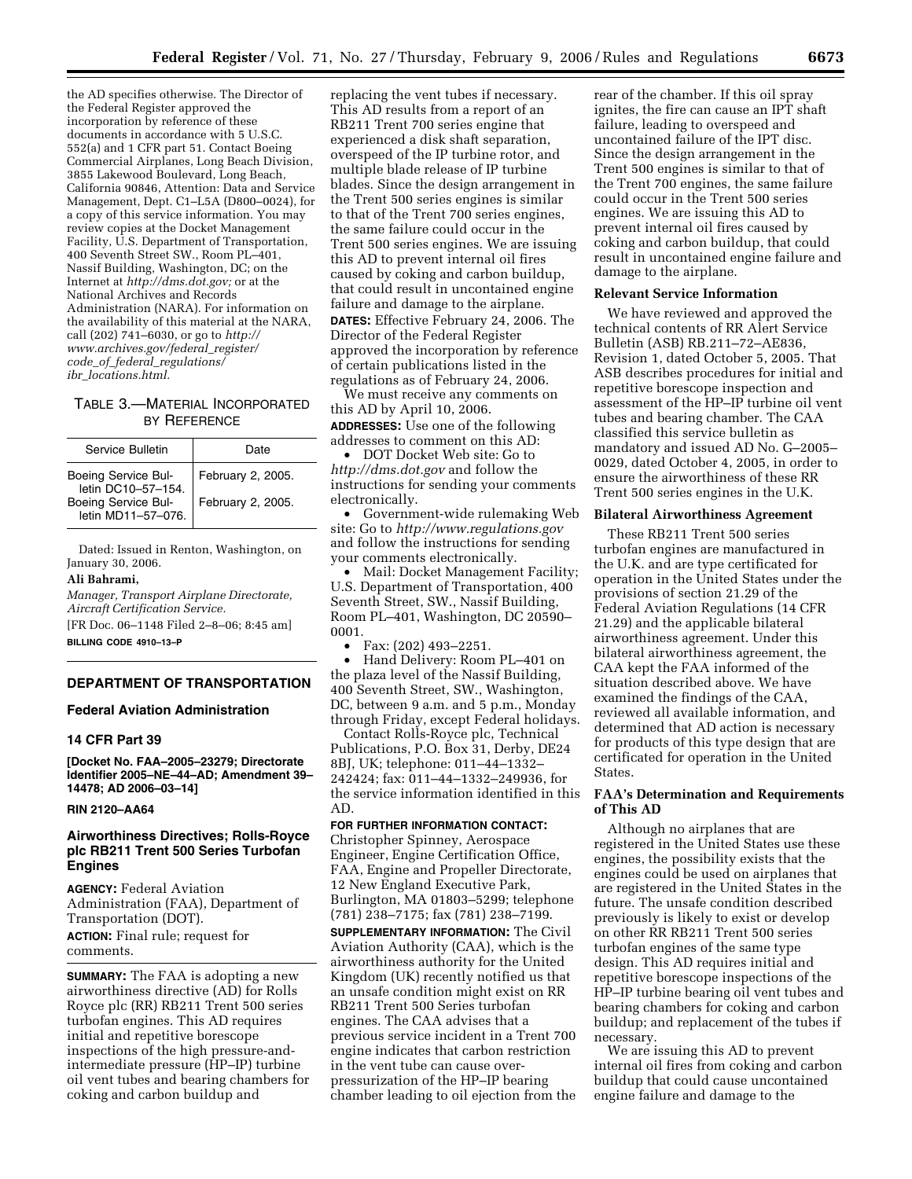the AD specifies otherwise. The Director of the Federal Register approved the incorporation by reference of these documents in accordance with 5 U.S.C. 552(a) and 1 CFR part 51. Contact Boeing Commercial Airplanes, Long Beach Division, 3855 Lakewood Boulevard, Long Beach, California 90846, Attention: Data and Service Management, Dept. C1–L5A (D800–0024), for a copy of this service information. You may review copies at the Docket Management Facility, U.S. Department of Transportation, 400 Seventh Street SW., Room PL–401, Nassif Building, Washington, DC; on the Internet at *http://dms.dot.gov;* or at the National Archives and Records Administration (NARA). For information on the availability of this material at the NARA, call (202) 741–6030, or go to *http://www.archives.gov/federal_register/code_of_federal_regulations/ibr_locations.html.*

TABLE 3.—MATERIAL INCORPORATED BY REFERENCE

| Service Bulletin | Date |
|---|---|
| Boeing Service Bulletin DC10–57–154. | February 2, 2005. |
| Boeing Service Bulletin MD11–57–076. | February 2, 2005. |

Dated: Issued in Renton, Washington, on January 30, 2006.

**Ali Bahrami,**

*Manager, Transport Airplane Directorate, Aircraft Certification Service.*

[FR Doc. 06–1148 Filed 2–8–06; 8:45 am]

**BILLING CODE 4910–13–P**

## DEPARTMENT OF TRANSPORTATION

### Federal Aviation Administration

### 14 CFR Part 39

**[Docket No. FAA–2005–23279; Directorate Identifier 2005–NE–44–AD; Amendment 39–14478; AD 2006–03–14]**

**RIN 2120–AA64**

### Airworthiness Directives; Rolls-Royce plc RB211 Trent 500 Series Turbofan Engines

**AGENCY:** Federal Aviation Administration (FAA), Department of Transportation (DOT).

**ACTION:** Final rule; request for comments.

**SUMMARY:** The FAA is adopting a new airworthiness directive (AD) for Rolls Royce plc (RR) RB211 Trent 500 series turbofan engines. This AD requires initial and repetitive borescope inspections of the high pressure-and-intermediate pressure (HP–IP) turbine oil vent tubes and bearing chambers for coking and carbon buildup and replacing the vent tubes if necessary. This AD results from a report of an RB211 Trent 700 series engine that experienced a disk shaft separation, overspeed of the IP turbine rotor, and multiple blade release of IP turbine blades. Since the design arrangement in the Trent 500 series engines is similar to that of the Trent 700 series engines, the same failure could occur in the Trent 500 series engines. We are issuing this AD to prevent internal oil fires caused by coking and carbon buildup, that could result in uncontained engine failure and damage to the airplane.

**DATES:** Effective February 24, 2006. The Director of the Federal Register approved the incorporation by reference of certain publications listed in the regulations as of February 24, 2006.

We must receive any comments on this AD by April 10, 2006.

**ADDRESSES:** Use one of the following addresses to comment on this AD:

- DOT Docket Web site: Go to *http://dms.dot.gov* and follow the instructions for sending your comments electronically.
- Government-wide rulemaking Web site: Go to *http://www.regulations.gov* and follow the instructions for sending your comments electronically.
- Mail: Docket Management Facility; U.S. Department of Transportation, 400 Seventh Street, SW., Nassif Building, Room PL–401, Washington, DC 20590–0001.
- Fax: (202) 493–2251.
- Hand Delivery: Room PL–401 on the plaza level of the Nassif Building, 400 Seventh Street, SW., Washington, DC, between 9 a.m. and 5 p.m., Monday through Friday, except Federal holidays.

Contact Rolls-Royce plc, Technical Publications, P.O. Box 31, Derby, DE24 8BJ, UK; telephone: 011–44–1332–242424; fax: 011–44–1332–249936, for the service information identified in this AD.

**FOR FURTHER INFORMATION CONTACT:** Christopher Spinney, Aerospace Engineer, Engine Certification Office, FAA, Engine and Propeller Directorate, 12 New England Executive Park, Burlington, MA 01803–5299; telephone (781) 238–7175; fax (781) 238–7199.

**SUPPLEMENTARY INFORMATION:** The Civil Aviation Authority (CAA), which is the airworthiness authority for the United Kingdom (UK) recently notified us that an unsafe condition might exist on RR RB211 Trent 500 Series turbofan engines. The CAA advises that a previous service incident in a Trent 700 engine indicates that carbon restriction in the vent tube can cause over-pressurization of the HP–IP bearing chamber leading to oil ejection from the rear of the chamber. If this oil spray ignites, the fire can cause an IPT shaft failure, leading to overspeed and uncontained failure of the IPT disc. Since the design arrangement in the Trent 500 engines is similar to that of the Trent 700 engines, the same failure could occur in the Trent 500 series engines. We are issuing this AD to prevent internal oil fires caused by coking and carbon buildup, that could result in uncontained engine failure and damage to the airplane.

**Relevant Service Information**

We have reviewed and approved the technical contents of RR Alert Service Bulletin (ASB) RB.211–72–AE836, Revision 1, dated October 5, 2005. That ASB describes procedures for initial and repetitive borescope inspection and assessment of the HP–IP turbine oil vent tubes and bearing chamber. The CAA classified this service bulletin as mandatory and issued AD No. G–2005–0029, dated October 4, 2005, in order to ensure the airworthiness of these RR Trent 500 series engines in the U.K.

**Bilateral Airworthiness Agreement**

These RB211 Trent 500 series turbofan engines are manufactured in the U.K. and are type certificated for operation in the United States under the provisions of section 21.29 of the Federal Aviation Regulations (14 CFR 21.29) and the applicable bilateral airworthiness agreement. Under this bilateral airworthiness agreement, the CAA kept the FAA informed of the situation described above. We have examined the findings of the CAA, reviewed all available information, and determined that AD action is necessary for products of this type design that are certificated for operation in the United States.

**FAA's Determination and Requirements of This AD**

Although no airplanes that are registered in the United States use these engines, the possibility exists that the engines could be used on airplanes that are registered in the United States in the future. The unsafe condition described previously is likely to exist or develop on other RR RB211 Trent 500 series turbofan engines of the same type design. This AD requires initial and repetitive borescope inspections of the HP–IP turbine bearing oil vent tubes and bearing chambers for coking and carbon buildup; and replacement of the tubes if necessary.

We are issuing this AD to prevent internal oil fires from coking and carbon buildup that could cause uncontained engine failure and damage to the